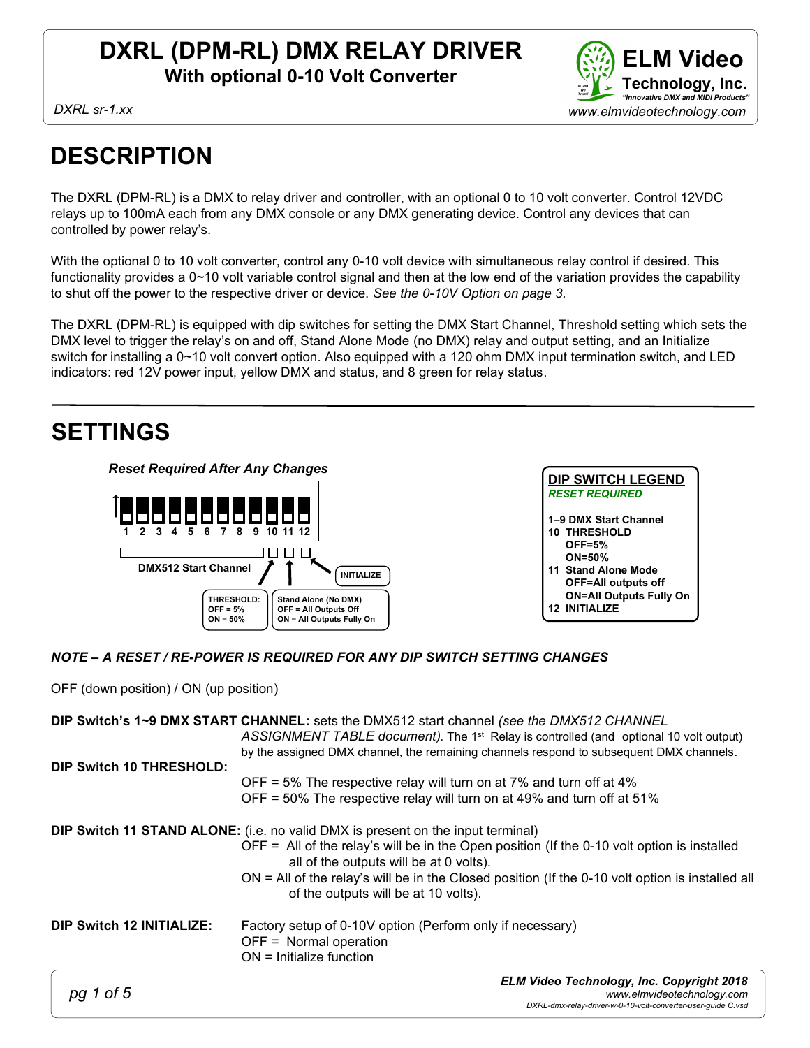# DXRL (DPM-RL) DMX RELAY DRIVER

**With optional 0-10 Volt Converter**

*DXRL sr-1.xx*

**ELM Video Technology, Inc.**
*"Innovative DMX and MIDI Products"*
www.elmvideotechnology.com

# DESCRIPTION

The DXRL (DPM-RL) is a DMX to relay driver and controller, with an optional 0 to 10 volt converter. Control 12VDC relays up to 100mA each from any DMX console or any DMX generating device. Control any devices that can controlled by power relay's.

With the optional 0 to 10 volt converter, control any 0-10 volt device with simultaneous relay control if desired. This functionality provides a 0~10 volt variable control signal and then at the low end of the variation provides the capability to shut off the power to the respective driver or device. *See the 0-10V Option on page 3*.

The DXRL (DPM-RL) is equipped with dip switches for setting the DMX Start Channel, Threshold setting which sets the DMX level to trigger the relay's on and off, Stand Alone Mode (no DMX) relay and output setting, and an Initialize switch for installing a 0~10 volt convert option. Also equipped with a 120 ohm DMX input termination switch, and LED indicators: red 12V power input, yellow DMX and status, and 8 green for relay status.

---

# SETTINGS

***Reset Required After Any Changes***

1 2 3 4 5 6 7 8 9 10 11 12

- 1–9: DMX512 Start Channel
- 10: THRESHOLD: OFF = 5%, ON = 50%
- 11: Stand Alone (No DMX): OFF = All Outputs Off, ON = All Outputs Fully On
- 12: INITIALIZE

**DIP SWITCH LEGEND**
***RESET REQUIRED***

**1–9 DMX Start Channel**
**10 THRESHOLD**
**OFF=5%**
**ON=50%**
**11 Stand Alone Mode**
**OFF=All outputs off**
**ON=All Outputs Fully On**
**12 INITIALIZE**

***NOTE – A RESET / RE-POWER IS REQUIRED FOR ANY DIP SWITCH SETTING CHANGES***

OFF (down position) / ON (up position)

**DIP Switch's 1~9 DMX START CHANNEL:** sets the DMX512 start channel *(see the DMX512 CHANNEL ASSIGNMENT TABLE document)*. The 1st Relay is controlled (and optional 10 volt output) by the assigned DMX channel, the remaining channels respond to subsequent DMX channels.

**DIP Switch 10 THRESHOLD:**
OFF = 5% The respective relay will turn on at 7% and turn off at 4%
OFF = 50% The respective relay will turn on at 49% and turn off at 51%

**DIP Switch 11 STAND ALONE:** (i.e. no valid DMX is present on the input terminal)
OFF = All of the relay's will be in the Open position (If the 0-10 volt option is installed all of the outputs will be at 0 volts).
ON = All of the relay's will be in the Closed position (If the 0-10 volt option is installed all of the outputs will be at 10 volts).

**DIP Switch 12 INITIALIZE:** Factory setup of 0-10V option (Perform only if necessary)
OFF = Normal operation
ON = Initialize function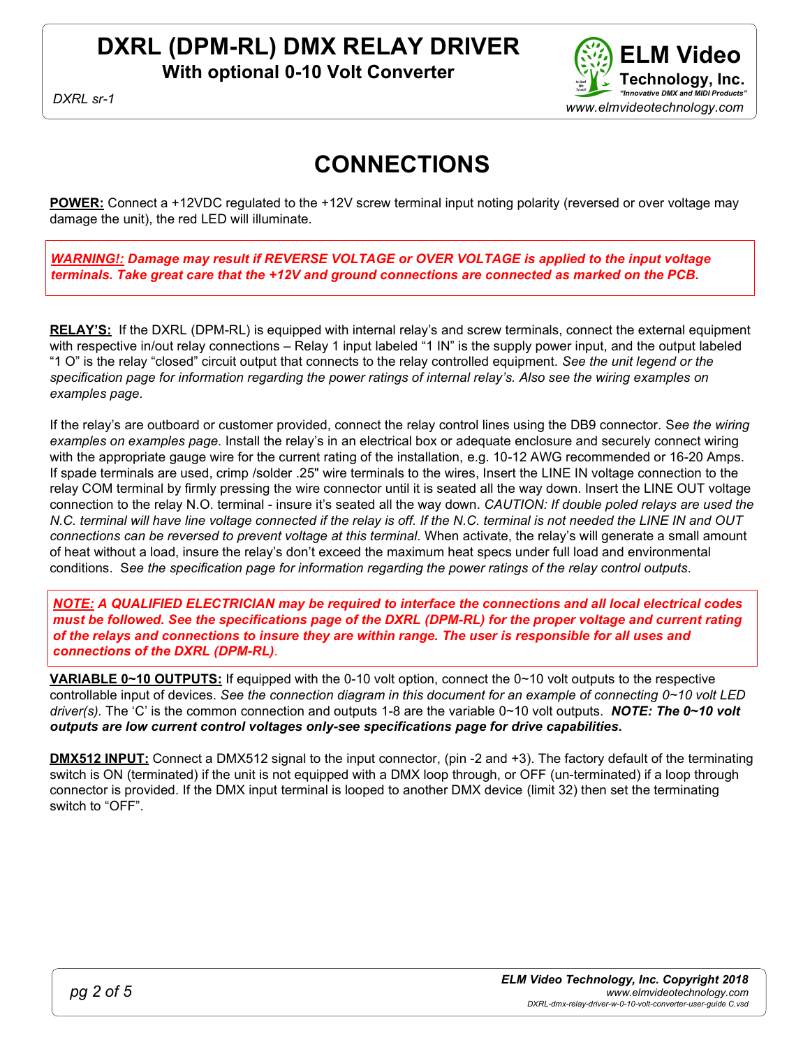# CONNECTIONS

**POWER:** Connect a +12VDC regulated to the +12V screw terminal input noting polarity (reversed or over voltage may damage the unit), the red LED will illuminate.

***WARNING!:* Damage may result if REVERSE VOLTAGE or OVER VOLTAGE is applied to the input voltage terminals. Take great care that the +12V and ground connections are connected as marked on the PCB.**

**RELAY'S:** If the DXRL (DPM-RL) is equipped with internal relay's and screw terminals, connect the external equipment with respective in/out relay connections – Relay 1 input labeled "1 IN" is the supply power input, and the output labeled "1 O" is the relay "closed" circuit output that connects to the relay controlled equipment. *See the unit legend or the specification page for information regarding the power ratings of internal relay's. Also see the wiring examples on examples page.*

If the relay's are outboard or customer provided, connect the relay control lines using the DB9 connector. S*ee the wiring examples on examples page*. Install the relay's in an electrical box or adequate enclosure and securely connect wiring with the appropriate gauge wire for the current rating of the installation, e.g. 10-12 AWG recommended or 16-20 Amps. If spade terminals are used, crimp /solder .25" wire terminals to the wires, Insert the LINE IN voltage connection to the relay COM terminal by firmly pressing the wire connector until it is seated all the way down. Insert the LINE OUT voltage connection to the relay N.O. terminal - insure it's seated all the way down. *CAUTION: If double poled relays are used the N.C. terminal will have line voltage connected if the relay is off. If the N.C. terminal is not needed the LINE IN and OUT connections can be reversed to prevent voltage at this terminal.* When activate, the relay's will generate a small amount of heat without a load, insure the relay's don't exceed the maximum heat specs under full load and environmental conditions. S*ee the specification page for information regarding the power ratings of the relay control outputs.*

***NOTE:* A QUALIFIED ELECTRICIAN may be required to interface the connections and all local electrical codes must be followed. See the specifications page of the DXRL (DPM-RL) for the proper voltage and current rating of the relays and connections to insure they are within range. The user is responsible for all uses and connections of the DXRL (DPM-RL)**.

**VARIABLE 0~10 OUTPUTS:** If equipped with the 0-10 volt option, connect the 0~10 volt outputs to the respective controllable input of devices. *See the connection diagram in this document for an example of connecting 0~10 volt LED driver(s).* The 'C' is the common connection and outputs 1-8 are the variable 0~10 volt outputs. ***NOTE: The 0~10 volt outputs are low current control voltages only-see specifications page for drive capabilities.***

**DMX512 INPUT:** Connect a DMX512 signal to the input connector, (pin -2 and +3). The factory default of the terminating switch is ON (terminated) if the unit is not equipped with a DMX loop through, or OFF (un-terminated) if a loop through connector is provided. If the DMX input terminal is looped to another DMX device (limit 32) then set the terminating switch to "OFF".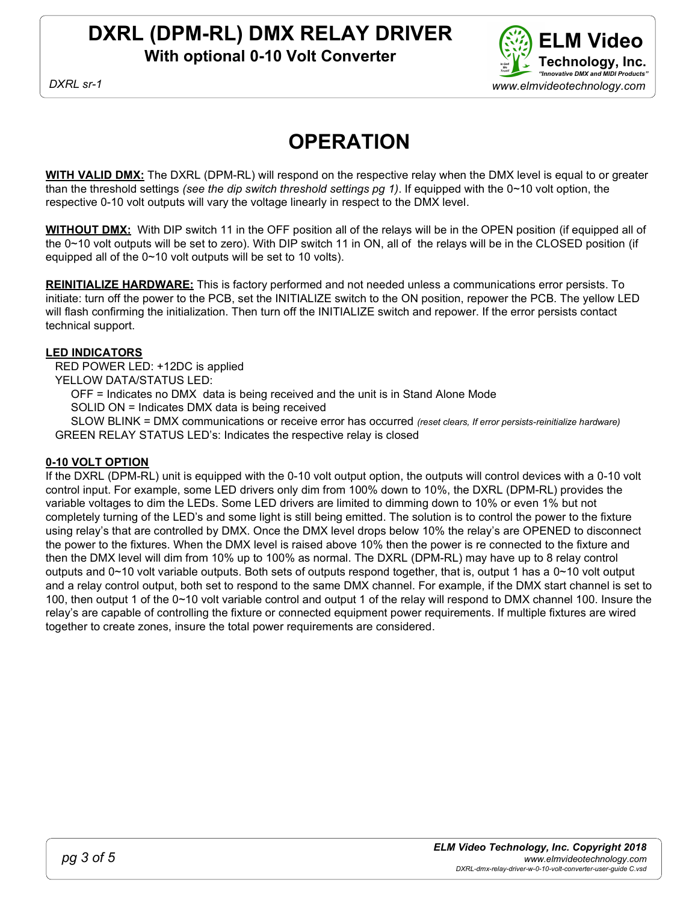# OPERATION

**WITH VALID DMX:** The DXRL (DPM-RL) will respond on the respective relay when the DMX level is equal to or greater than the threshold settings *(see the dip switch threshold settings pg 1)*. If equipped with the 0~10 volt option, the respective 0-10 volt outputs will vary the voltage linearly in respect to the DMX level.

**WITHOUT DMX:** With DIP switch 11 in the OFF position all of the relays will be in the OPEN position (if equipped all of the 0~10 volt outputs will be set to zero). With DIP switch 11 in ON, all of the relays will be in the CLOSED position (if equipped all of the 0~10 volt outputs will be set to 10 volts).

**REINITIALIZE HARDWARE:** This is factory performed and not needed unless a communications error persists. To initiate: turn off the power to the PCB, set the INITIALIZE switch to the ON position, repower the PCB. The yellow LED will flash confirming the initialization. Then turn off the INITIALIZE switch and repower. If the error persists contact technical support.

**LED INDICATORS**

RED POWER LED: +12DC is applied

YELLOW DATA/STATUS LED:

- OFF = Indicates no DMX data is being received and the unit is in Stand Alone Mode
- SOLID ON = Indicates DMX data is being received
- SLOW BLINK = DMX communications or receive error has occurred *(reset clears, If error persists-reinitialize hardware)*

GREEN RELAY STATUS LED's: Indicates the respective relay is closed

**0-10 VOLT OPTION**

If the DXRL (DPM-RL) unit is equipped with the 0-10 volt output option, the outputs will control devices with a 0-10 volt control input. For example, some LED drivers only dim from 100% down to 10%, the DXRL (DPM-RL) provides the variable voltages to dim the LEDs. Some LED drivers are limited to dimming down to 10% or even 1% but not completely turning of the LED's and some light is still being emitted. The solution is to control the power to the fixture using relay's that are controlled by DMX. Once the DMX level drops below 10% the relay's are OPENED to disconnect the power to the fixtures. When the DMX level is raised above 10% then the power is re connected to the fixture and then the DMX level will dim from 10% up to 100% as normal. The DXRL (DPM-RL) may have up to 8 relay control outputs and 0~10 volt variable outputs. Both sets of outputs respond together, that is, output 1 has a 0~10 volt output and a relay control output, both set to respond to the same DMX channel. For example, if the DMX start channel is set to 100, then output 1 of the 0~10 volt variable control and output 1 of the relay will respond to DMX channel 100. Insure the relay's are capable of controlling the fixture or connected equipment power requirements. If multiple fixtures are wired together to create zones, insure the total power requirements are considered.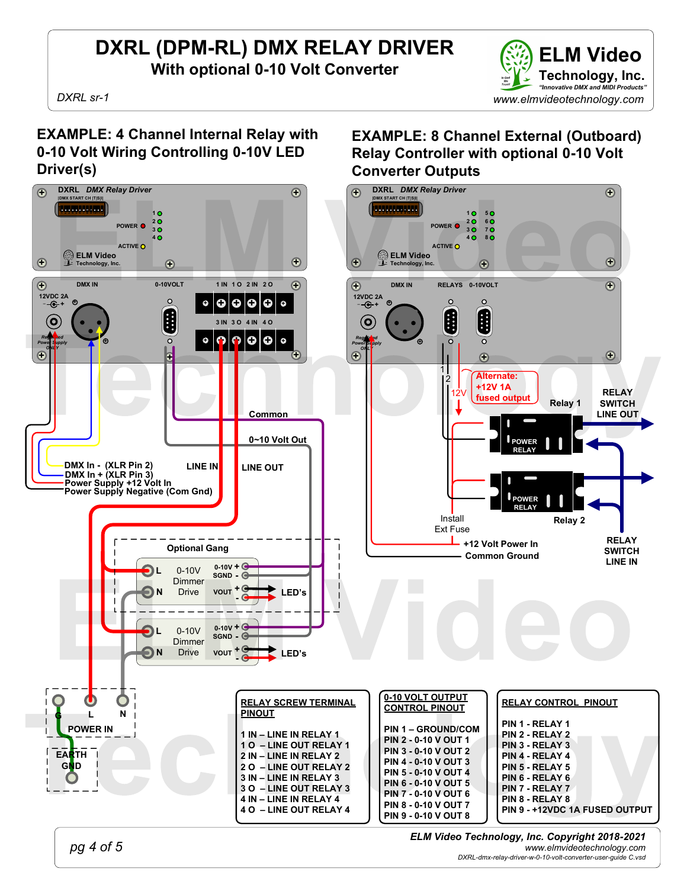# DXRL (DPM-RL) DMX RELAY DRIVER

## With optional 0-10 Volt Converter

DXRL sr-1

ELM Video Technology, Inc.
*"Innovative DMX and MIDI Products"*
www.elmvideotechnology.com

## EXAMPLE: 4 Channel Internal Relay with 0-10 Volt Wiring Controlling 0-10V LED Driver(s)

DXRL *DMX Relay Driver*

DMX START CH | T | S | I |

POWER, ACTIVE, 1, 2, 3, 4

DMX IN, 12VDC 2A, Regulated Power Supply ONLY, 0-10VOLT

1 IN, 1 O, 2 IN, 2 O, 3 IN, 3 O, 4 IN, 4 O

Common

0~10 Volt Out

DMX In - (XLR Pin 2)
DMX In + (XLR Pin 3)
Power Supply +12 Volt In
Power Supply Negative (Com Gnd)

LINE IN, LINE OUT

Optional Gang

L, N, 0-10V Dimmer Drive, 0-10V +, SGND -, VOUT +, -, LED's

POWER IN: G, L, N

EARTH GND

## EXAMPLE: 8 Channel External (Outboard) Relay Controller with optional 0-10 Volt Converter Outputs

DXRL *DMX Relay Driver*

DMX START CH | T | S | I |

POWER, ACTIVE, 1, 2, 3, 4, 5, 6, 7, 8

DMX IN, RELAYS, 0-10VOLT, 12VDC 2A, Regulated Power Supply ONLY

1, 2, 12V

Alternate: +12V 1A fused output

Relay 1, Relay 2, POWER RELAY

RELAY SWITCH LINE OUT

RELAY SWITCH LINE IN

Install Ext Fuse

+12 Volt Power In
Common Ground

**RELAY SCREW TERMINAL PINOUT**

1 IN – LINE IN RELAY 1
1 O – LINE OUT RELAY 1
2 IN – LINE IN RELAY 2
2 O – LINE OUT RELAY 2
3 IN – LINE IN RELAY 3
3 O – LINE OUT RELAY 3
4 IN – LINE IN RELAY 4
4 O – LINE OUT RELAY 4

**0-10 VOLT OUTPUT CONTROL PINOUT**

PIN 1 – GROUND/COM
PIN 2 - 0-10 V OUT 1
PIN 3 - 0-10 V OUT 2
PIN 4 - 0-10 V OUT 3
PIN 5 - 0-10 V OUT 4
PIN 6 - 0-10 V OUT 6
PIN 7 - 0-10 V OUT 6
PIN 8 - 0-10 V OUT 7
PIN 9 - 0-10 V OUT 8

**RELAY CONTROL PINOUT**

PIN 1 - RELAY 1
PIN 2 - RELAY 2
PIN 3 - RELAY 3
PIN 4 - RELAY 4
PIN 5 - RELAY 5
PIN 6 - RELAY 6
PIN 7 - RELAY 7
PIN 8 - RELAY 8
PIN 9 - +12VDC 1A FUSED OUTPUT

*ELM Video Technology, Inc. Copyright 2018-2021*
*www.elmvideotechnology.com*
*DXRL-dmx-relay-driver-w-0-10-volt-converter-user-guide C.vsd*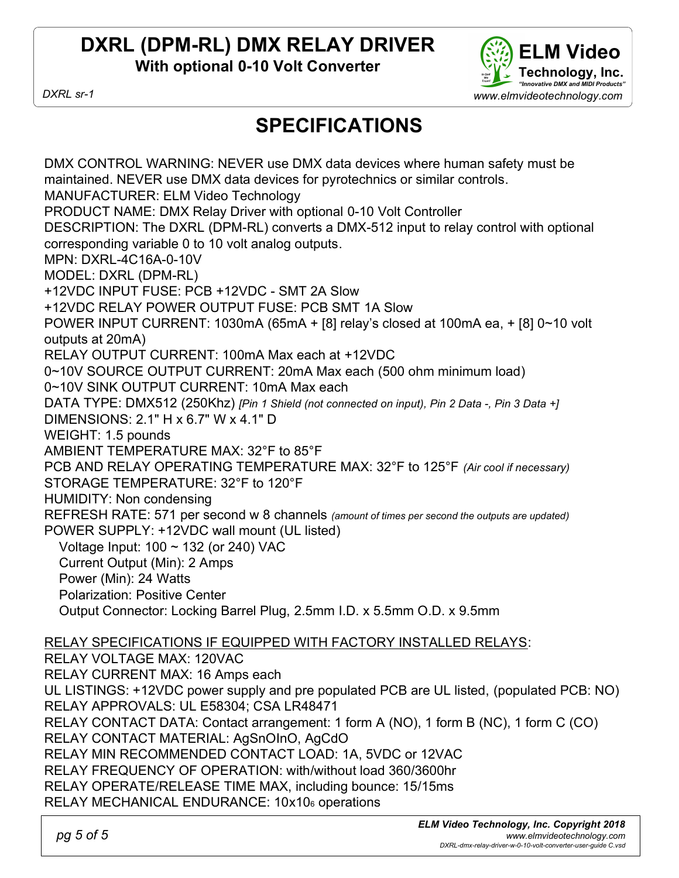# SPECIFICATIONS

DMX CONTROL WARNING: NEVER use DMX data devices where human safety must be maintained. NEVER use DMX data devices for pyrotechnics or similar controls.
MANUFACTURER: ELM Video Technology
PRODUCT NAME: DMX Relay Driver with optional 0-10 Volt Controller
DESCRIPTION: The DXRL (DPM-RL) converts a DMX-512 input to relay control with optional corresponding variable 0 to 10 volt analog outputs.
MPN: DXRL-4C16A-0-10V
MODEL: DXRL (DPM-RL)
+12VDC INPUT FUSE: PCB +12VDC - SMT 2A Slow
+12VDC RELAY POWER OUTPUT FUSE: PCB SMT 1A Slow
POWER INPUT CURRENT: 1030mA (65mA + [8] relay's closed at 100mA ea, + [8] 0~10 volt outputs at 20mA)
RELAY OUTPUT CURRENT: 100mA Max each at +12VDC
0~10V SOURCE OUTPUT CURRENT: 20mA Max each (500 ohm minimum load)
0~10V SINK OUTPUT CURRENT: 10mA Max each
DATA TYPE: DMX512 (250Khz) *[Pin 1 Shield (not connected on input), Pin 2 Data -, Pin 3 Data +]*
DIMENSIONS: 2.1" H x 6.7" W x 4.1" D
WEIGHT: 1.5 pounds
AMBIENT TEMPERATURE MAX: 32°F to 85°F
PCB AND RELAY OPERATING TEMPERATURE MAX: 32°F to 125°F *(Air cool if necessary)*
STORAGE TEMPERATURE: 32°F to 120°F
HUMIDITY: Non condensing
REFRESH RATE: 571 per second w 8 channels *(amount of times per second the outputs are updated)*
POWER SUPPLY: +12VDC wall mount (UL listed)

- Voltage Input: 100 ~ 132 (or 240) VAC
- Current Output (Min): 2 Amps
- Power (Min): 24 Watts
- Polarization: Positive Center
- Output Connector: Locking Barrel Plug, 2.5mm I.D. x 5.5mm O.D. x 9.5mm

<u>RELAY SPECIFICATIONS IF EQUIPPED WITH FACTORY INSTALLED RELAYS</u>:
RELAY VOLTAGE MAX: 120VAC
RELAY CURRENT MAX: 16 Amps each
UL LISTINGS: +12VDC power supply and pre populated PCB are UL listed, (populated PCB: NO)
RELAY APPROVALS: UL E58304; CSA LR48471
RELAY CONTACT DATA: Contact arrangement: 1 form A (NO), 1 form B (NC), 1 form C (CO)
RELAY CONTACT MATERIAL: AgSnOInO, AgCdO
RELAY MIN RECOMMENDED CONTACT LOAD: 1A, 5VDC or 12VAC
RELAY FREQUENCY OF OPERATION: with/without load 360/3600hr
RELAY OPERATE/RELEASE TIME MAX, including bounce: 15/15ms
RELAY MECHANICAL ENDURANCE: $10 \times 10_6$ operations